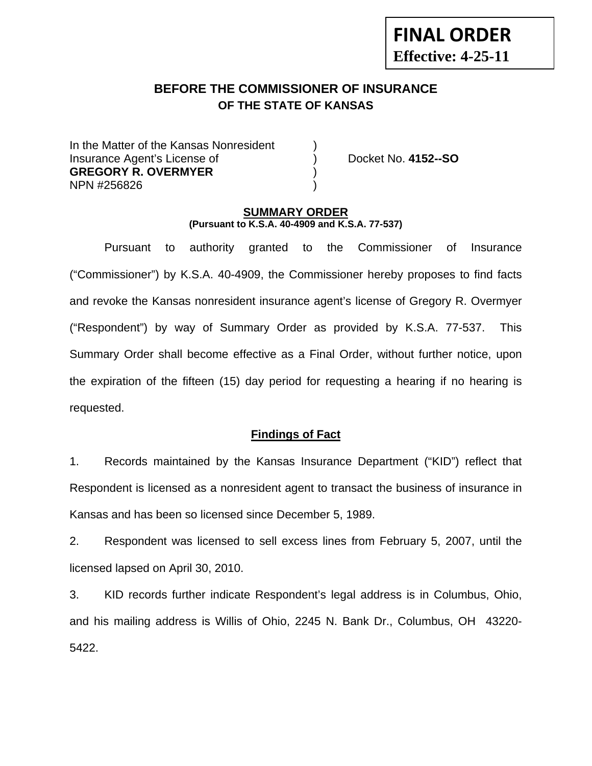**FINAL ORDER**
**Effective: 4-25-11**

# BEFORE THE COMMISSIONER OF INSURANCE
## OF THE STATE OF KANSAS

In the Matter of the Kansas Nonresident )
Insurance Agent's License of ) Docket No. **4152--SO**
**GREGORY R. OVERMYER** )
NPN #256826 )

**SUMMARY ORDER**
**(Pursuant to K.S.A. 40-4909 and K.S.A. 77-537)**

Pursuant to authority granted to the Commissioner of Insurance ("Commissioner") by K.S.A. 40-4909, the Commissioner hereby proposes to find facts and revoke the Kansas nonresident insurance agent's license of Gregory R. Overmyer ("Respondent") by way of Summary Order as provided by K.S.A. 77-537. This Summary Order shall become effective as a Final Order, without further notice, upon the expiration of the fifteen (15) day period for requesting a hearing if no hearing is requested.

**Findings of Fact**

1. Records maintained by the Kansas Insurance Department ("KID") reflect that Respondent is licensed as a nonresident agent to transact the business of insurance in Kansas and has been so licensed since December 5, 1989.

2. Respondent was licensed to sell excess lines from February 5, 2007, until the licensed lapsed on April 30, 2010.

3. KID records further indicate Respondent's legal address is in Columbus, Ohio, and his mailing address is Willis of Ohio, 2245 N. Bank Dr., Columbus, OH 43220-5422.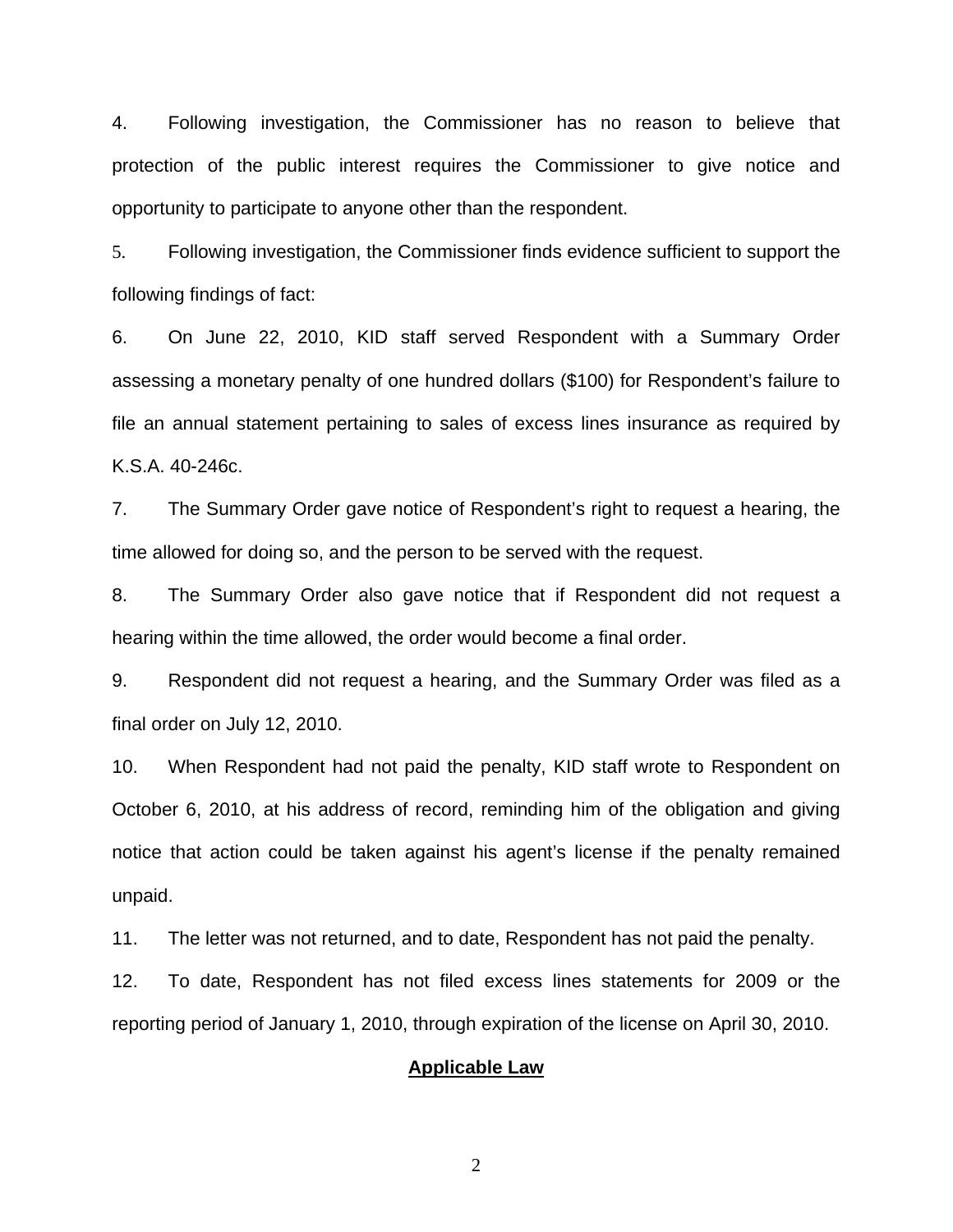4. Following investigation, the Commissioner has no reason to believe that protection of the public interest requires the Commissioner to give notice and opportunity to participate to anyone other than the respondent.

5. Following investigation, the Commissioner finds evidence sufficient to support the following findings of fact:

6. On June 22, 2010, KID staff served Respondent with a Summary Order assessing a monetary penalty of one hundred dollars ($100) for Respondent's failure to file an annual statement pertaining to sales of excess lines insurance as required by K.S.A. 40-246c.

7. The Summary Order gave notice of Respondent's right to request a hearing, the time allowed for doing so, and the person to be served with the request.

8. The Summary Order also gave notice that if Respondent did not request a hearing within the time allowed, the order would become a final order.

9. Respondent did not request a hearing, and the Summary Order was filed as a final order on July 12, 2010.

10. When Respondent had not paid the penalty, KID staff wrote to Respondent on October 6, 2010, at his address of record, reminding him of the obligation and giving notice that action could be taken against his agent's license if the penalty remained unpaid.

11. The letter was not returned, and to date, Respondent has not paid the penalty.

12. To date, Respondent has not filed excess lines statements for 2009 or the reporting period of January 1, 2010, through expiration of the license on April 30, 2010.

**Applicable Law**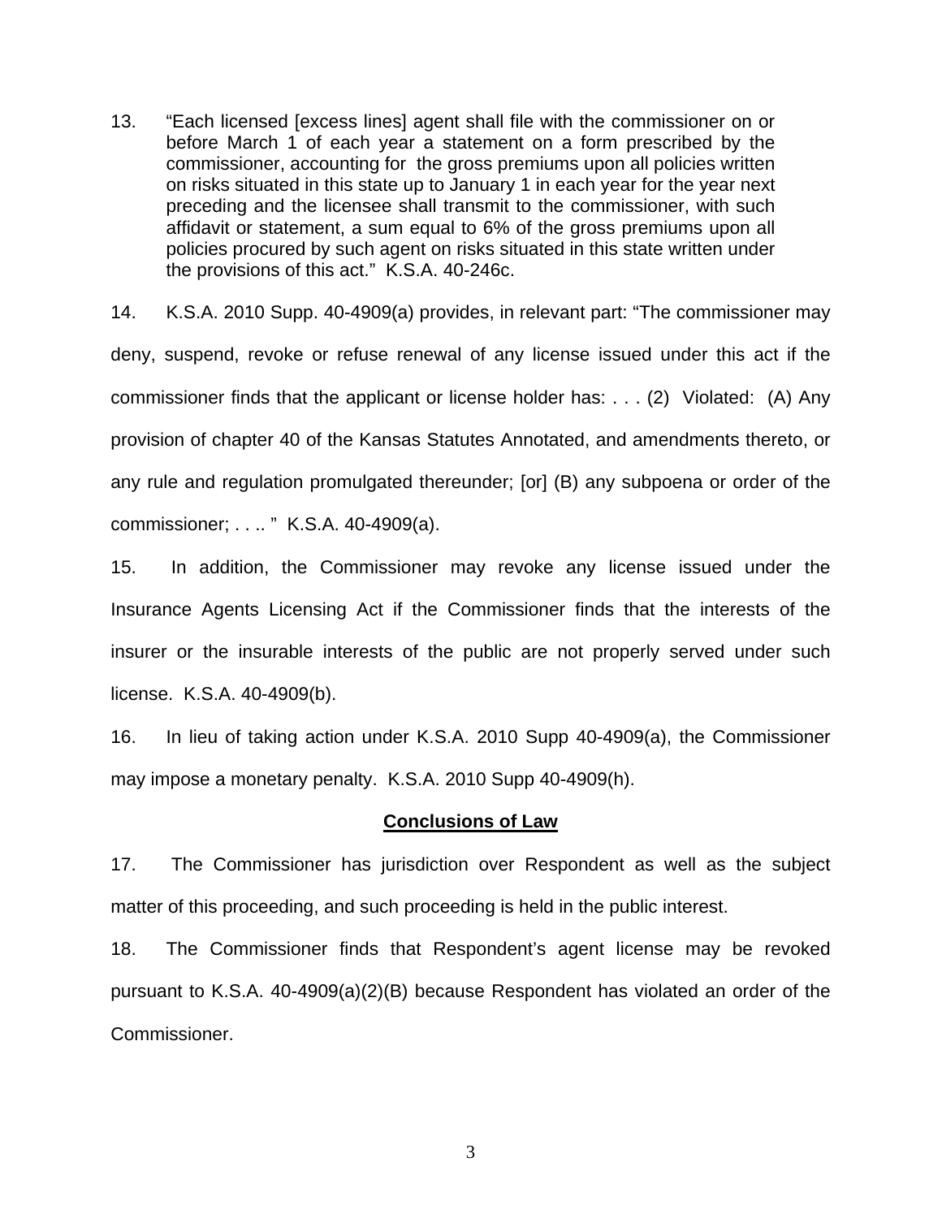13. "Each licensed [excess lines] agent shall file with the commissioner on or before March 1 of each year a statement on a form prescribed by the commissioner, accounting for the gross premiums upon all policies written on risks situated in this state up to January 1 in each year for the year next preceding and the licensee shall transmit to the commissioner, with such affidavit or statement, a sum equal to 6% of the gross premiums upon all policies procured by such agent on risks situated in this state written under the provisions of this act." K.S.A. 40-246c.

14. K.S.A. 2010 Supp. 40-4909(a) provides, in relevant part: "The commissioner may deny, suspend, revoke or refuse renewal of any license issued under this act if the commissioner finds that the applicant or license holder has: . . . (2) Violated: (A) Any provision of chapter 40 of the Kansas Statutes Annotated, and amendments thereto, or any rule and regulation promulgated thereunder; [or] (B) any subpoena or order of the commissioner; . . .. " K.S.A. 40-4909(a).

15. In addition, the Commissioner may revoke any license issued under the Insurance Agents Licensing Act if the Commissioner finds that the interests of the insurer or the insurable interests of the public are not properly served under such license. K.S.A. 40-4909(b).

16. In lieu of taking action under K.S.A. 2010 Supp 40-4909(a), the Commissioner may impose a monetary penalty. K.S.A. 2010 Supp 40-4909(h).

## Conclusions of Law

17. The Commissioner has jurisdiction over Respondent as well as the subject matter of this proceeding, and such proceeding is held in the public interest.

18. The Commissioner finds that Respondent's agent license may be revoked pursuant to K.S.A. 40-4909(a)(2)(B) because Respondent has violated an order of the Commissioner.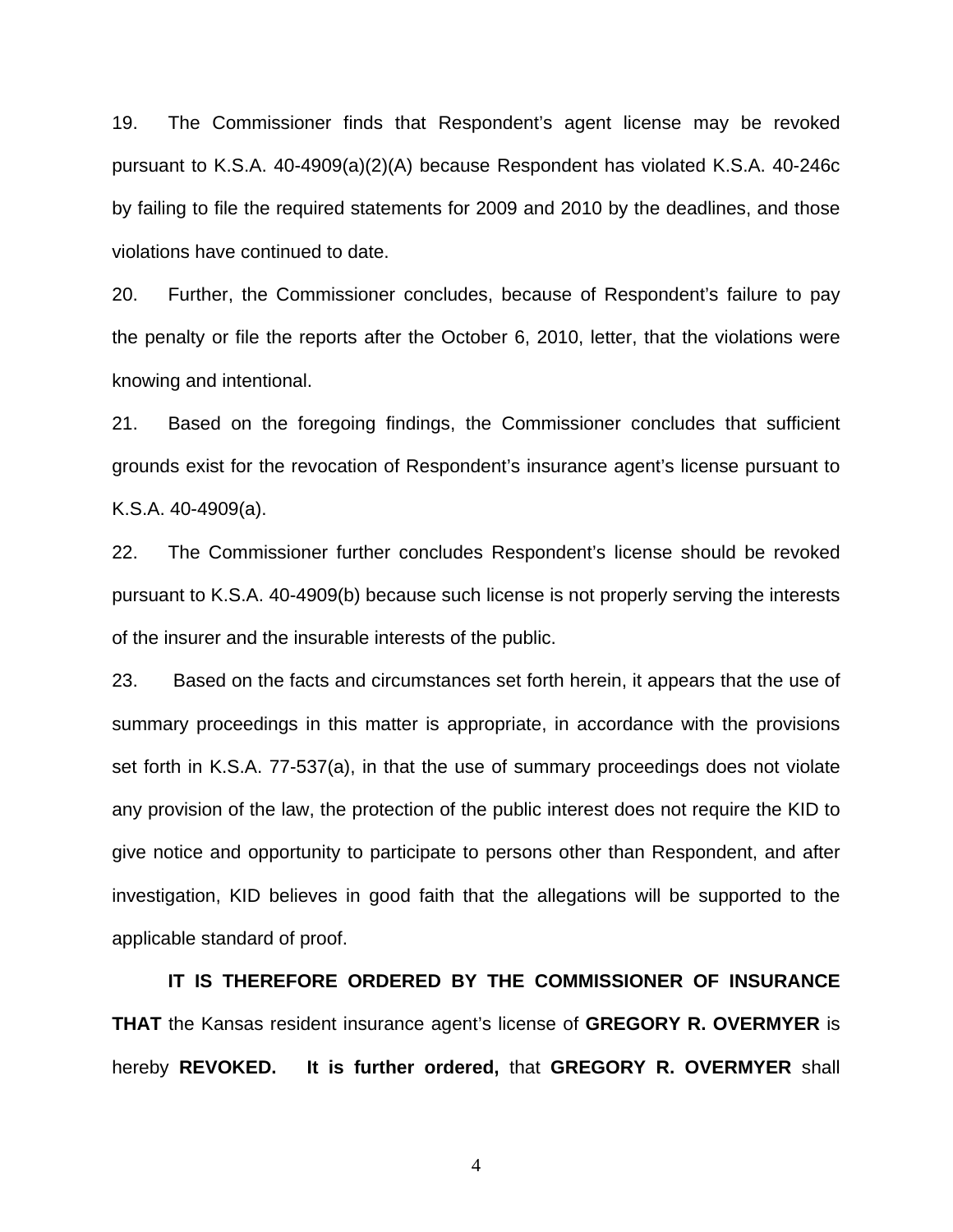19. The Commissioner finds that Respondent's agent license may be revoked pursuant to K.S.A. 40-4909(a)(2)(A) because Respondent has violated K.S.A. 40-246c by failing to file the required statements for 2009 and 2010 by the deadlines, and those violations have continued to date.

20. Further, the Commissioner concludes, because of Respondent's failure to pay the penalty or file the reports after the October 6, 2010, letter, that the violations were knowing and intentional.

21. Based on the foregoing findings, the Commissioner concludes that sufficient grounds exist for the revocation of Respondent's insurance agent's license pursuant to K.S.A. 40-4909(a).

22. The Commissioner further concludes Respondent's license should be revoked pursuant to K.S.A. 40-4909(b) because such license is not properly serving the interests of the insurer and the insurable interests of the public.

23. Based on the facts and circumstances set forth herein, it appears that the use of summary proceedings in this matter is appropriate, in accordance with the provisions set forth in K.S.A. 77-537(a), in that the use of summary proceedings does not violate any provision of the law, the protection of the public interest does not require the KID to give notice and opportunity to participate to persons other than Respondent, and after investigation, KID believes in good faith that the allegations will be supported to the applicable standard of proof.

**IT IS THEREFORE ORDERED BY THE COMMISSIONER OF INSURANCE THAT** the Kansas resident insurance agent's license of **GREGORY R. OVERMYER** is hereby **REVOKED.** **It is further ordered,** that **GREGORY R. OVERMYER** shall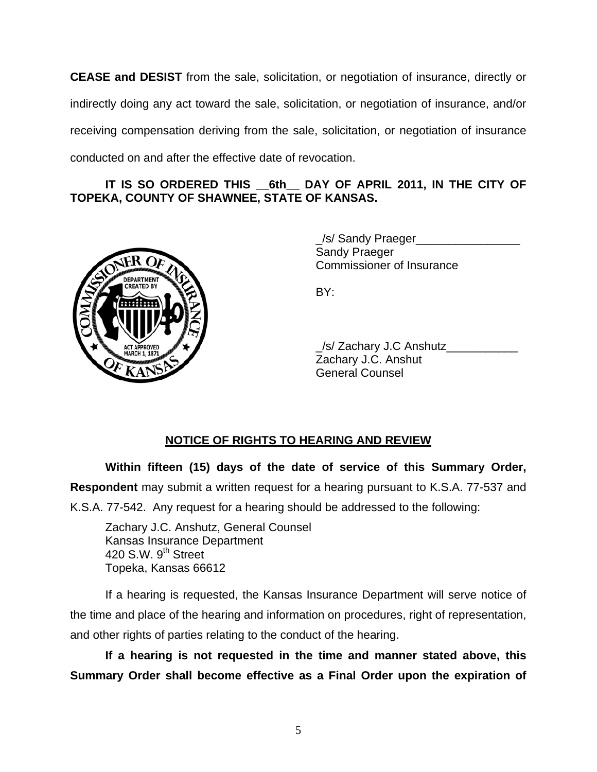**CEASE and DESIST** from the sale, solicitation, or negotiation of insurance, directly or indirectly doing any act toward the sale, solicitation, or negotiation of insurance, and/or receiving compensation deriving from the sale, solicitation, or negotiation of insurance conducted on and after the effective date of revocation.

**IT IS SO ORDERED THIS \_\_6th\_\_ DAY OF APRIL 2011, IN THE CITY OF TOPEKA, COUNTY OF SHAWNEE, STATE OF KANSAS.**

_/s/ Sandy Praeger________________
Sandy Praeger
Commissioner of Insurance

BY:

_/s/ Zachary J.C Anshutz___________
Zachary J.C. Anshut
General Counsel

## NOTICE OF RIGHTS TO HEARING AND REVIEW

**Within fifteen (15) days of the date of service of this Summary Order, Respondent** may submit a written request for a hearing pursuant to K.S.A. 77-537 and K.S.A. 77-542. Any request for a hearing should be addressed to the following:

Zachary J.C. Anshutz, General Counsel
Kansas Insurance Department
420 S.W. 9th Street
Topeka, Kansas 66612

If a hearing is requested, the Kansas Insurance Department will serve notice of the time and place of the hearing and information on procedures, right of representation, and other rights of parties relating to the conduct of the hearing.

**If a hearing is not requested in the time and manner stated above, this Summary Order shall become effective as a Final Order upon the expiration of**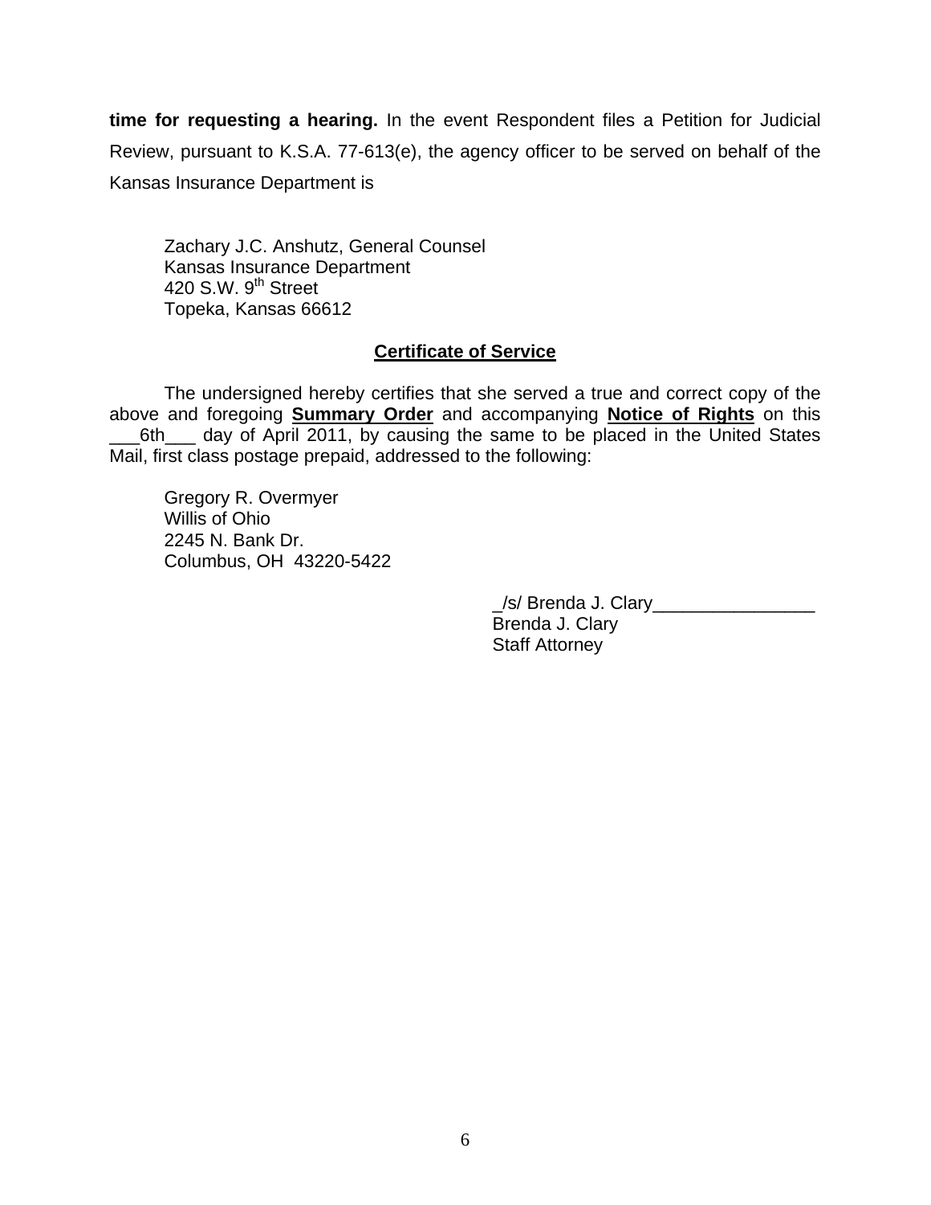**time for requesting a hearing.** In the event Respondent files a Petition for Judicial Review, pursuant to K.S.A. 77-613(e), the agency officer to be served on behalf of the Kansas Insurance Department is

Zachary J.C. Anshutz, General Counsel
Kansas Insurance Department
420 S.W. 9th Street
Topeka, Kansas 66612

**Certificate of Service**

The undersigned hereby certifies that she served a true and correct copy of the above and foregoing **Summary Order** and accompanying **Notice of Rights** on this ___6th___ day of April 2011, by causing the same to be placed in the United States Mail, first class postage prepaid, addressed to the following:

Gregory R. Overmyer
Willis of Ohio
2245 N. Bank Dr.
Columbus, OH 43220-5422

_/s/ Brenda J. Clary________________
Brenda J. Clary
Staff Attorney